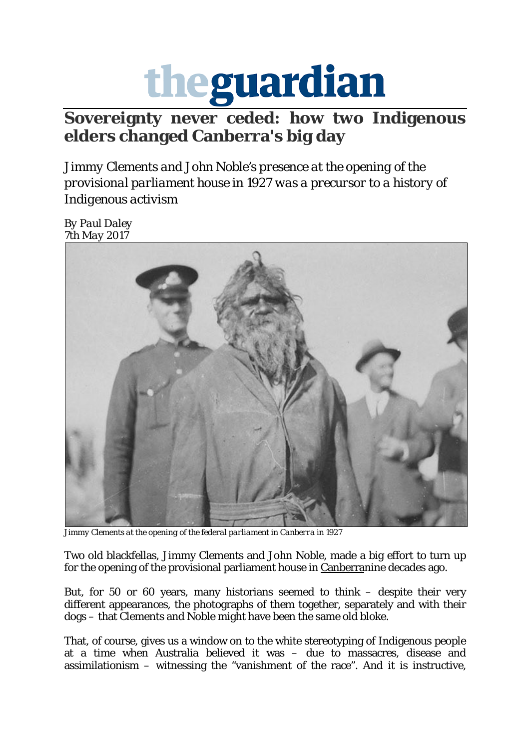# theguardian

## Sovereignty never ceded: how two Indigenous elders changed Canberra's big day

*Jimmy Clements and John Noble's presence at the opening of the provisional parliament house in 1927 was a precursor to a history of Indigenous activism*

*By Paul Daley*
*7th May 2017*

*Jimmy Clements at the opening of the federal parliament in Canberra in 1927*

Two old blackfellas, Jimmy Clements and John Noble, made a big effort to turn up for the opening of the provisional parliament house in Canberranine decades ago.

But, for 50 or 60 years, many historians seemed to think – despite their very different appearances, the photographs of them together, separately and with their dogs – that Clements and Noble might have been the same old bloke.

That, of course, gives us a window on to the white stereotyping of Indigenous people at a time when Australia believed it was – due to massacres, disease and assimilationism – witnessing the "vanishment of the race". And it is instructive,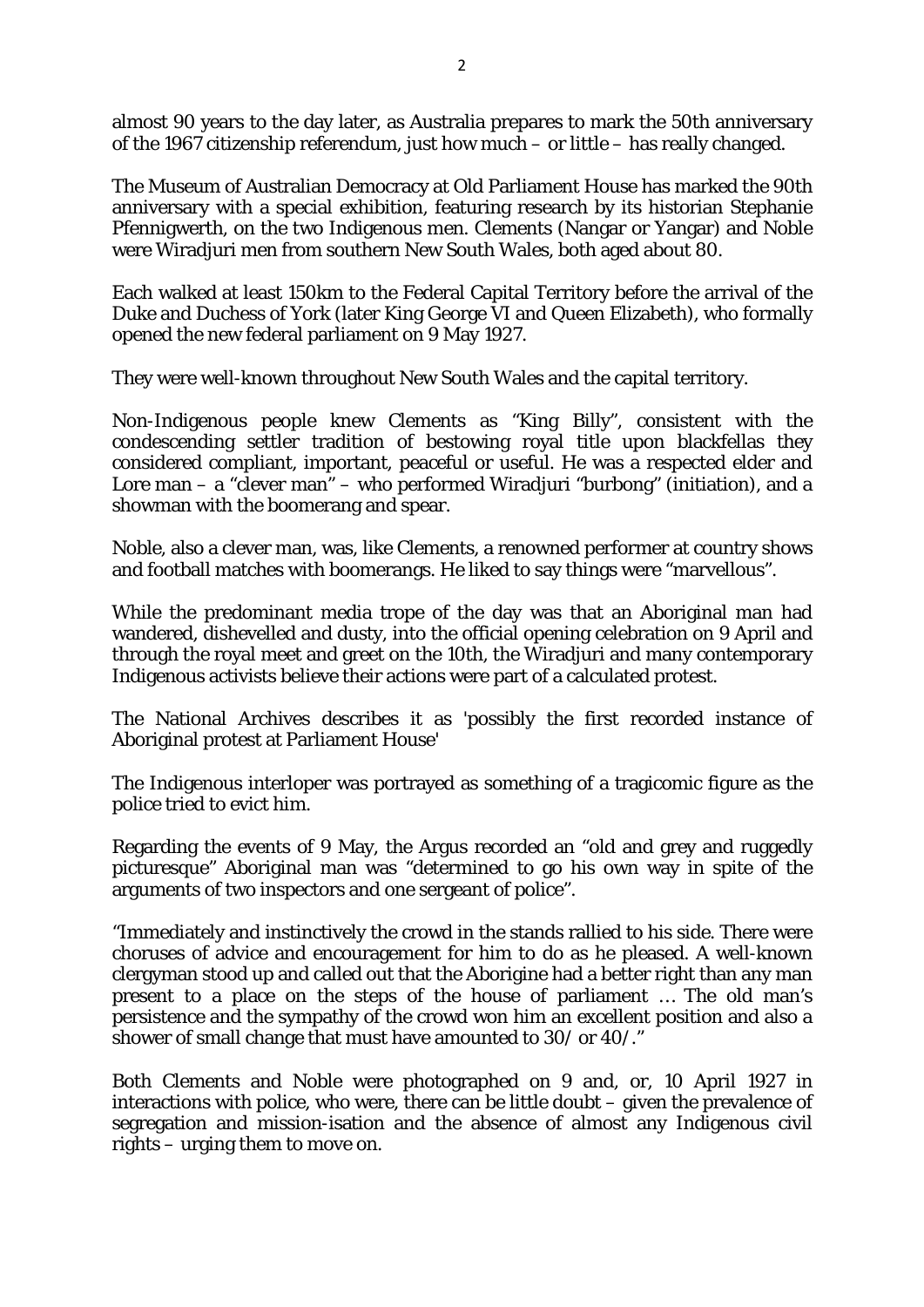almost 90 years to the day later, as Australia prepares to mark the 50th anniversary of the 1967 citizenship referendum, just how much – or little – has really changed.

The Museum of Australian Democracy at Old Parliament House has marked the 90th anniversary with a special exhibition, featuring research by its historian Stephanie Pfennigwerth, on the two Indigenous men. Clements (Nangar or Yangar) and Noble were Wiradjuri men from southern New South Wales, both aged about 80.

Each walked at least 150km to the Federal Capital Territory before the arrival of the Duke and Duchess of York (later King George VI and Queen Elizabeth), who formally opened the new federal parliament on 9 May 1927.

They were well-known throughout New South Wales and the capital territory.

Non-Indigenous people knew Clements as "King Billy", consistent with the condescending settler tradition of bestowing royal title upon blackfellas they considered compliant, important, peaceful or useful. He was a respected elder and Lore man – a "clever man" – who performed Wiradjuri "burbong" (initiation), and a showman with the boomerang and spear.

Noble, also a clever man, was, like Clements, a renowned performer at country shows and football matches with boomerangs. He liked to say things were "marvellous".

While the predominant media trope of the day was that an Aboriginal man had wandered, dishevelled and dusty, into the official opening celebration on 9 April and through the royal meet and greet on the 10th, the Wiradjuri and many contemporary Indigenous activists believe their actions were part of a calculated protest.

The National Archives describes it as 'possibly the first recorded instance of Aboriginal protest at Parliament House'

The Indigenous interloper was portrayed as something of a tragicomic figure as the police tried to evict him.

Regarding the events of 9 May, the Argus recorded an "old and grey and ruggedly picturesque" Aboriginal man was "determined to go his own way in spite of the arguments of two inspectors and one sergeant of police".

"Immediately and instinctively the crowd in the stands rallied to his side. There were choruses of advice and encouragement for him to do as he pleased. A well-known clergyman stood up and called out that the Aborigine had a better right than any man present to a place on the steps of the house of parliament … The old man's persistence and the sympathy of the crowd won him an excellent position and also a shower of small change that must have amounted to 30/ or 40/."

Both Clements and Noble were photographed on 9 and, or, 10 April 1927 in interactions with police, who were, there can be little doubt – given the prevalence of segregation and mission-isation and the absence of almost any Indigenous civil rights – urging them to move on.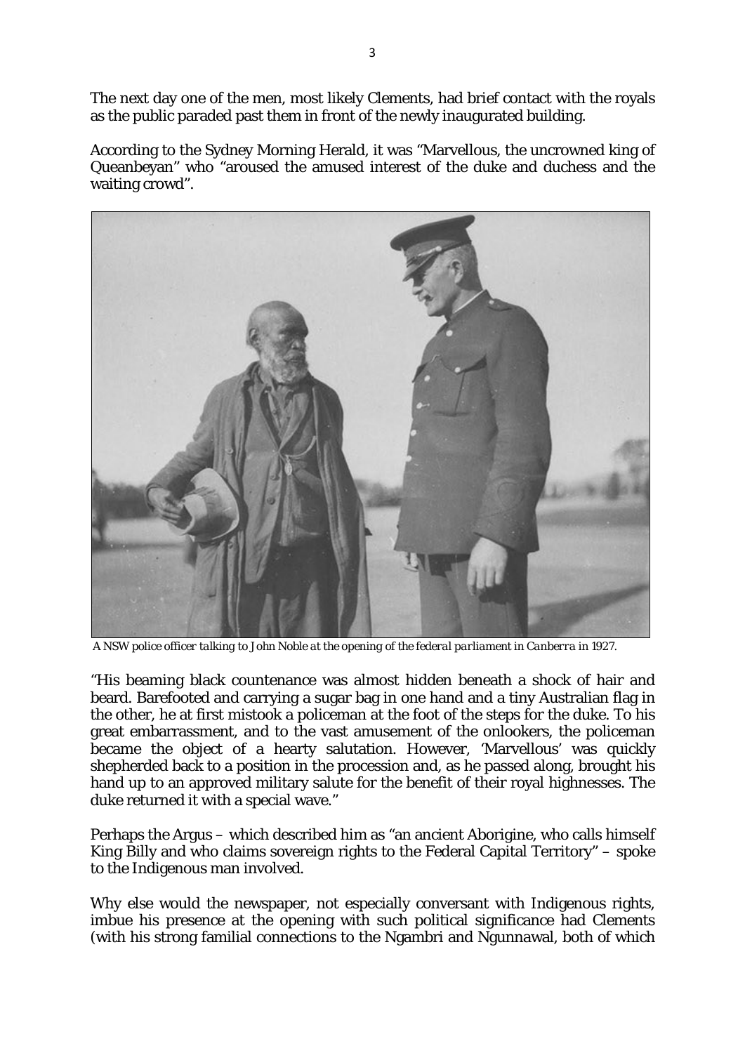The next day one of the men, most likely Clements, had brief contact with the royals as the public paraded past them in front of the newly inaugurated building.

According to the Sydney Morning Herald, it was "Marvellous, the uncrowned king of Queanbeyan" who "aroused the amused interest of the duke and duchess and the waiting crowd".

*A NSW police officer talking to John Noble at the opening of the federal parliament in Canberra in 1927.*

"His beaming black countenance was almost hidden beneath a shock of hair and beard. Barefooted and carrying a sugar bag in one hand and a tiny Australian flag in the other, he at first mistook a policeman at the foot of the steps for the duke. To his great embarrassment, and to the vast amusement of the onlookers, the policeman became the object of a hearty salutation. However, 'Marvellous' was quickly shepherded back to a position in the procession and, as he passed along, brought his hand up to an approved military salute for the benefit of their royal highnesses. The duke returned it with a special wave."

Perhaps the Argus – which described him as "an ancient Aborigine, who calls himself King Billy and who claims sovereign rights to the Federal Capital Territory" – spoke to the Indigenous man involved.

Why else would the newspaper, not especially conversant with Indigenous rights, imbue his presence at the opening with such political significance had Clements (with his strong familial connections to the Ngambri and Ngunnawal, both of which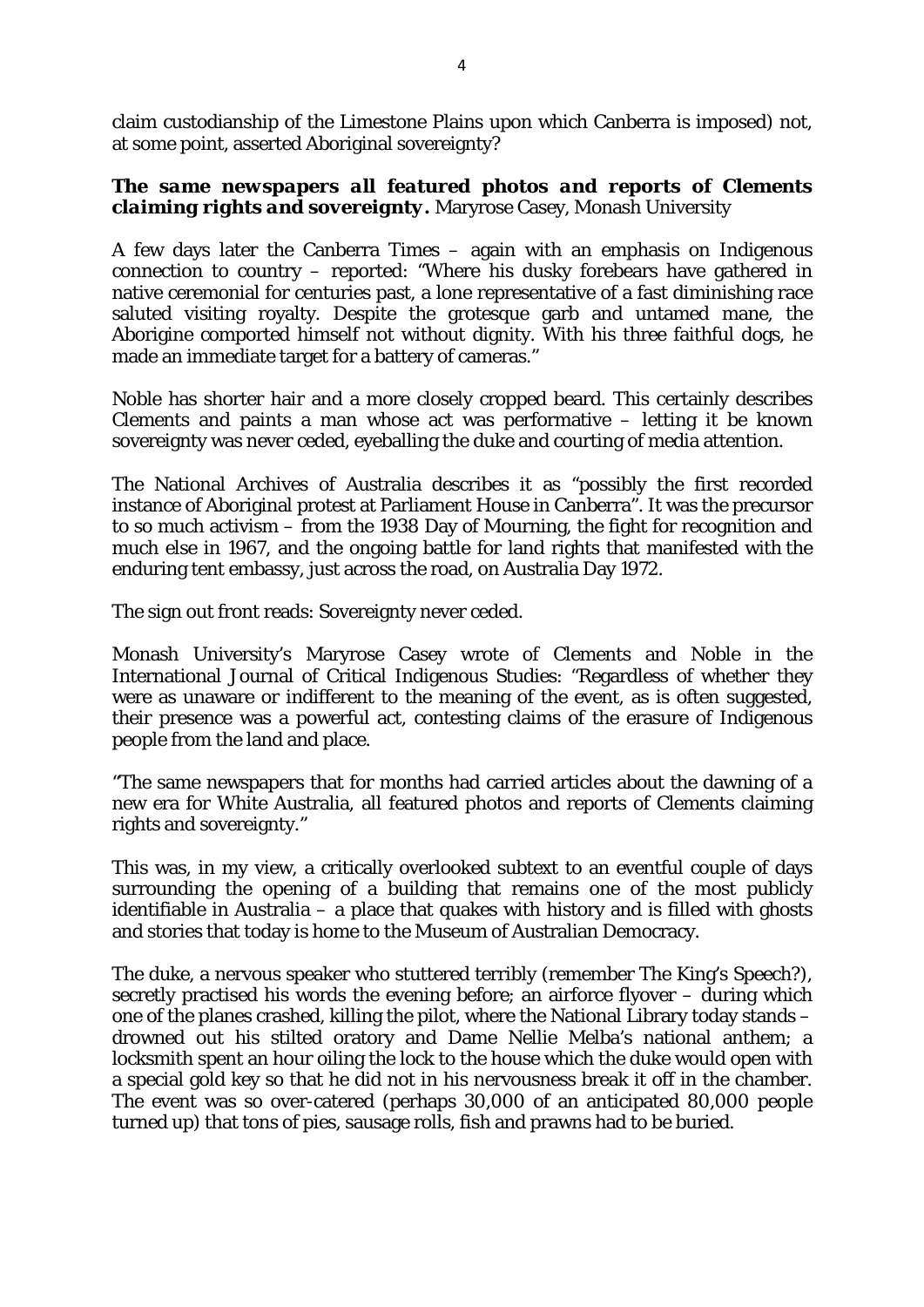claim custodianship of the Limestone Plains upon which Canberra is imposed) not, at some point, asserted Aboriginal sovereignty?

***The same newspapers all featured photos and reports of Clements claiming rights and sovereignty.*** Maryrose Casey, Monash University

A few days later the Canberra Times – again with an emphasis on Indigenous connection to country – reported: "Where his dusky forebears have gathered in native ceremonial for centuries past, a lone representative of a fast diminishing race saluted visiting royalty. Despite the grotesque garb and untamed mane, the Aborigine comported himself not without dignity. With his three faithful dogs, he made an immediate target for a battery of cameras."

Noble has shorter hair and a more closely cropped beard. This certainly describes Clements and paints a man whose act was performative – letting it be known sovereignty was never ceded, eyeballing the duke and courting of media attention.

The National Archives of Australia describes it as "possibly the first recorded instance of Aboriginal protest at Parliament House in Canberra". It was the precursor to so much activism – from the 1938 Day of Mourning, the fight for recognition and much else in 1967, and the ongoing battle for land rights that manifested with the enduring tent embassy, just across the road, on Australia Day 1972.

The sign out front reads: Sovereignty never ceded.

Monash University's Maryrose Casey wrote of Clements and Noble in the International Journal of Critical Indigenous Studies: "Regardless of whether they were as unaware or indifferent to the meaning of the event, as is often suggested, their presence was a powerful act, contesting claims of the erasure of Indigenous people from the land and place.

"The same newspapers that for months had carried articles about the dawning of a new era for White Australia, all featured photos and reports of Clements claiming rights and sovereignty."

This was, in my view, a critically overlooked subtext to an eventful couple of days surrounding the opening of a building that remains one of the most publicly identifiable in Australia – a place that quakes with history and is filled with ghosts and stories that today is home to the Museum of Australian Democracy.

The duke, a nervous speaker who stuttered terribly (remember The King's Speech?), secretly practised his words the evening before; an airforce flyover – during which one of the planes crashed, killing the pilot, where the National Library today stands – drowned out his stilted oratory and Dame Nellie Melba's national anthem; a locksmith spent an hour oiling the lock to the house which the duke would open with a special gold key so that he did not in his nervousness break it off in the chamber. The event was so over-catered (perhaps 30,000 of an anticipated 80,000 people turned up) that tons of pies, sausage rolls, fish and prawns had to be buried.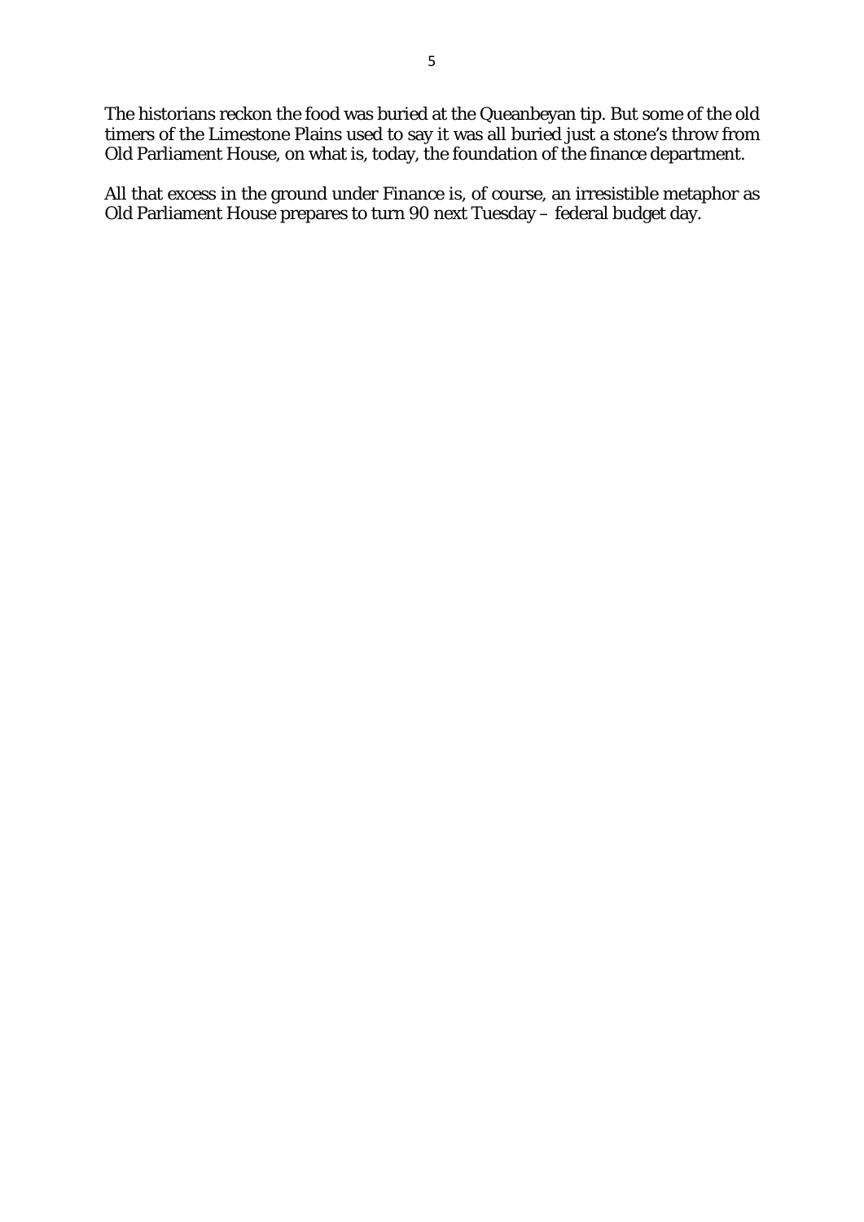The historians reckon the food was buried at the Queanbeyan tip. But some of the old timers of the Limestone Plains used to say it was all buried just a stone's throw from Old Parliament House, on what is, today, the foundation of the finance department.

All that excess in the ground under Finance is, of course, an irresistible metaphor as Old Parliament House prepares to turn 90 next Tuesday – federal budget day.